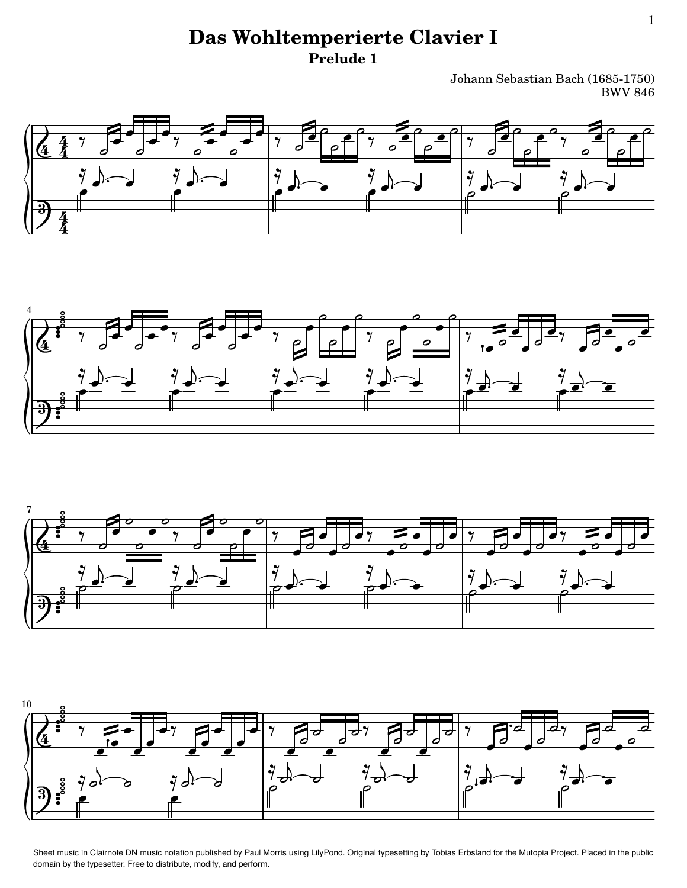# Das Wohltemperierte Clavier I

## Prelude 1

Johann Sebastian Bach (1685-1750)
BWV 846

Sheet music in Clairnote DN music notation published by Paul Morris using LilyPond. Original typesetting by Tobias Erbsland for the Mutopia Project. Placed in the public domain by the typesetter. Free to distribute, modify, and perform.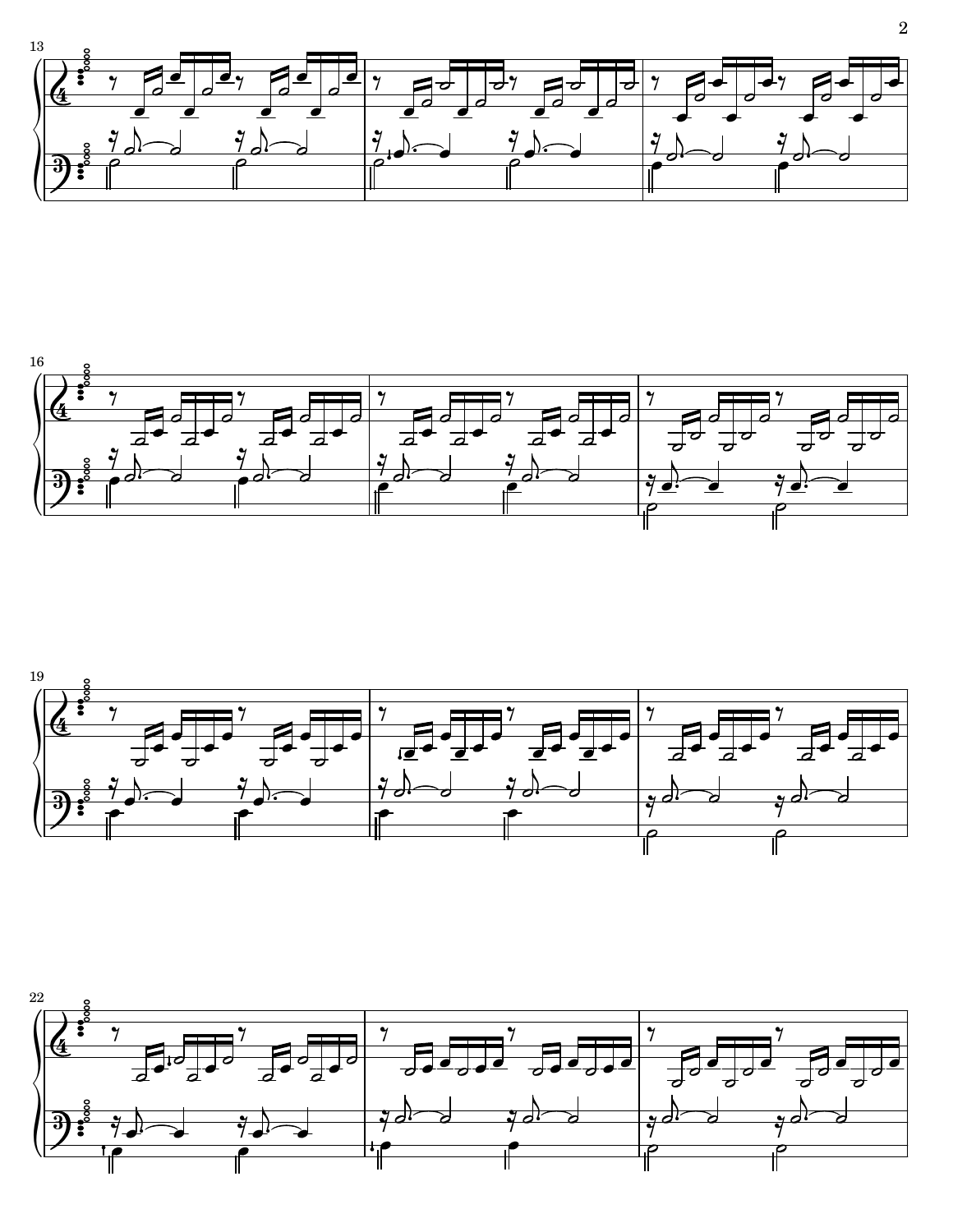13

16

19

22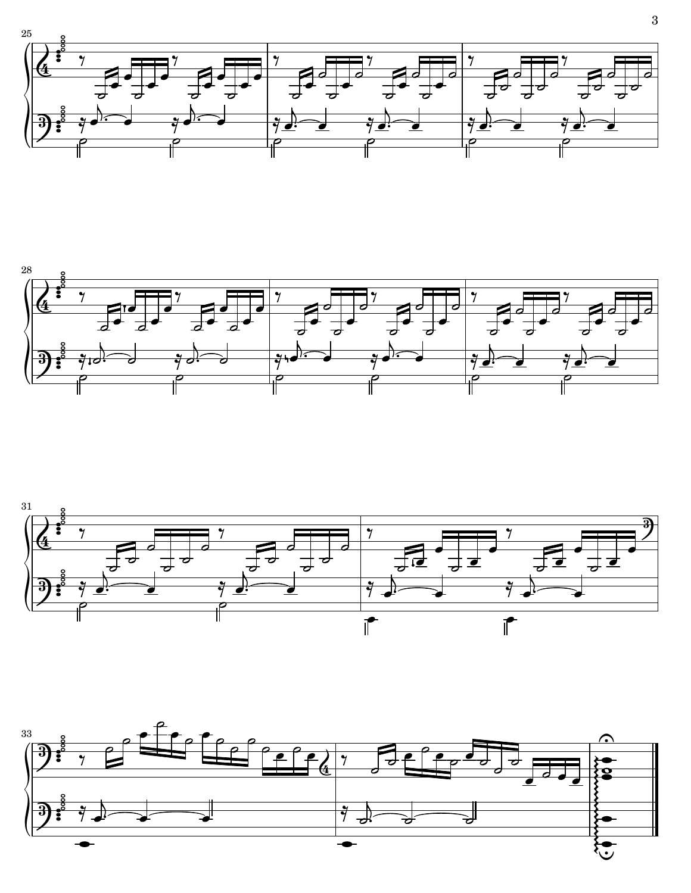25

28

31

33